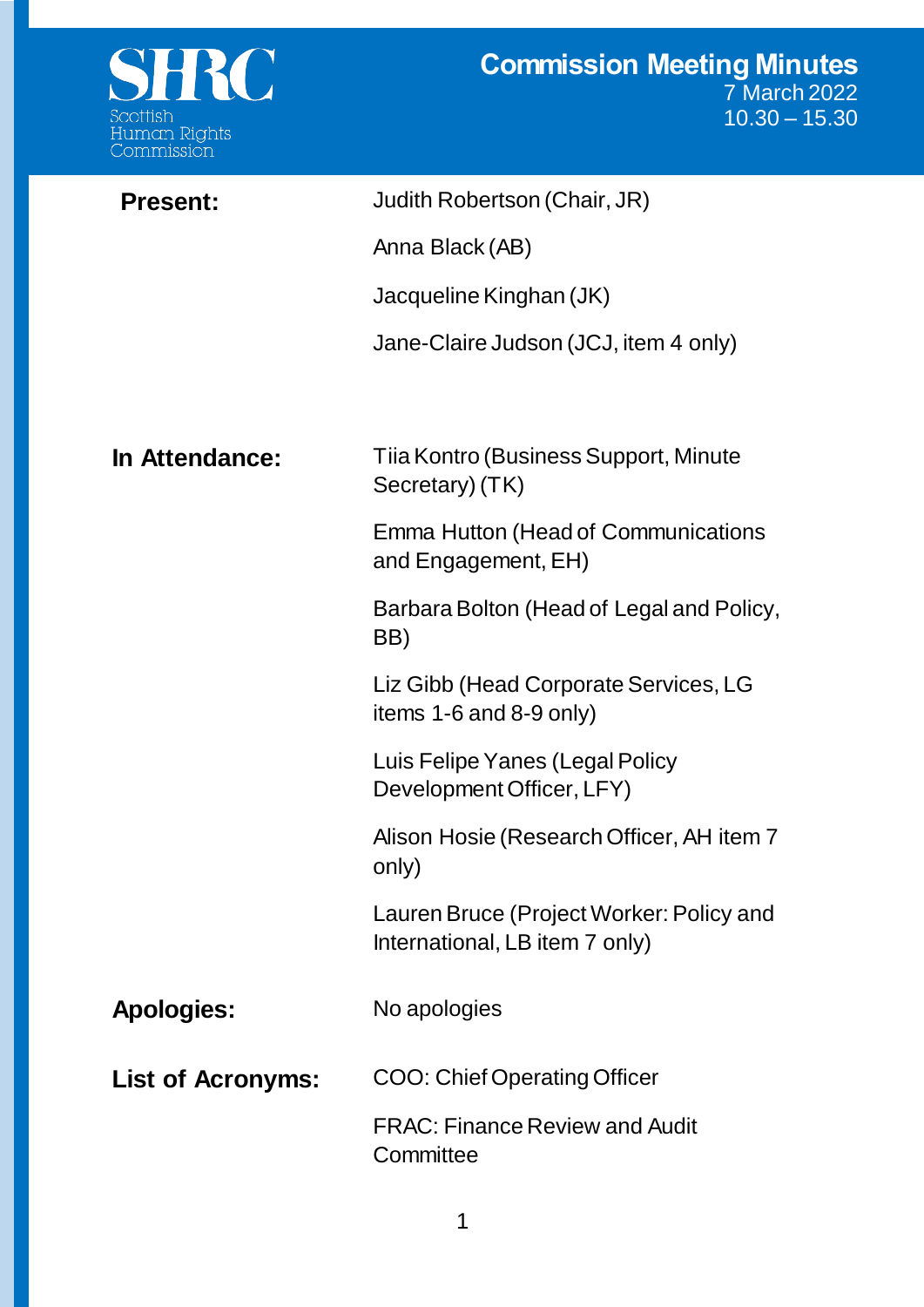SHRC

Scottish Human Rights Commission

# Commission Meeting Minutes

7 March 2022

10.30 – 15.30

**Present:**

Judith Robertson (Chair, JR)

Anna Black (AB)

Jacqueline Kinghan (JK)

Jane-Claire Judson (JCJ, item 4 only)

**In Attendance:**

Tiia Kontro (Business Support, Minute Secretary) (TK)

Emma Hutton (Head of Communications and Engagement, EH)

Barbara Bolton (Head of Legal and Policy, BB)

Liz Gibb (Head Corporate Services, LG items 1-6 and 8-9 only)

Luis Felipe Yanes (Legal Policy Development Officer, LFY)

Alison Hosie (Research Officer, AH item 7 only)

Lauren Bruce (Project Worker: Policy and International, LB item 7 only)

**Apologies:**

No apologies

**List of Acronyms:**

COO: Chief Operating Officer

FRAC: Finance Review and Audit Committee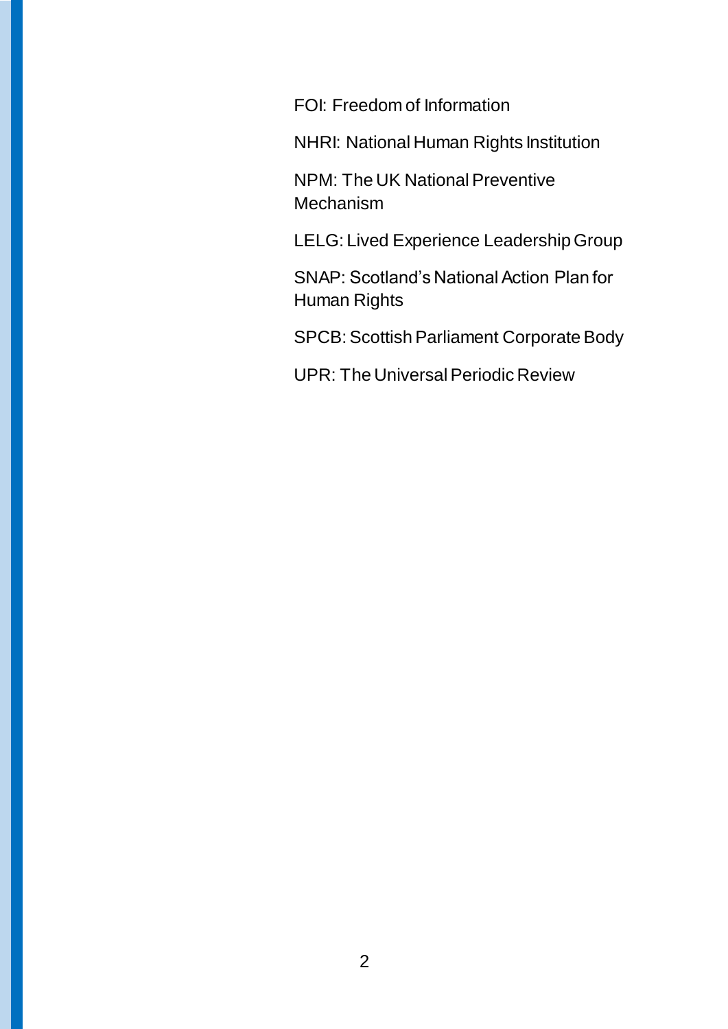FOI: Freedom of Information

NHRI: National Human Rights Institution

NPM: The UK National Preventive Mechanism

LELG: Lived Experience Leadership Group

SNAP: Scotland's National Action Plan for Human Rights

SPCB: Scottish Parliament Corporate Body

UPR: The Universal Periodic Review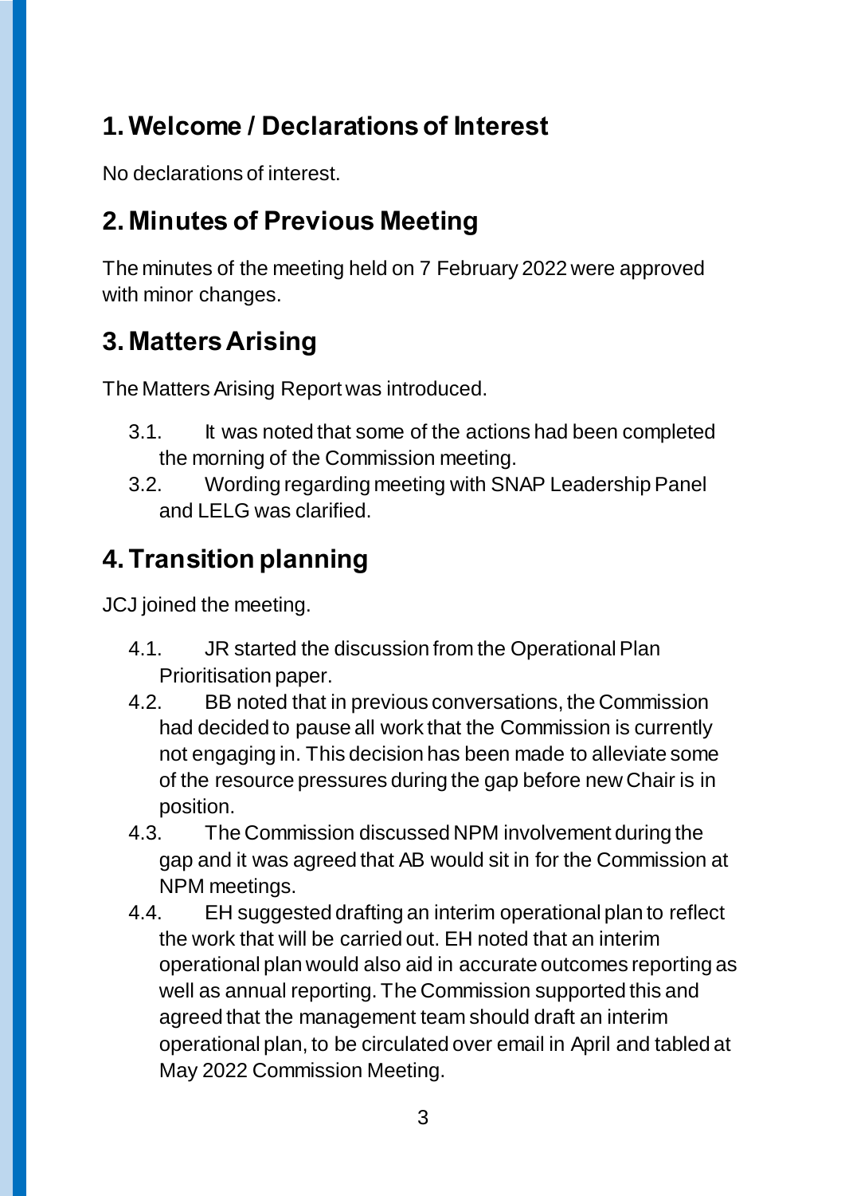## 1. Welcome / Declarations of Interest

No declarations of interest.

## 2. Minutes of Previous Meeting

The minutes of the meeting held on 7 February 2022 were approved with minor changes.

## 3. Matters Arising

The Matters Arising Report was introduced.

3.1. It was noted that some of the actions had been completed the morning of the Commission meeting.

3.2. Wording regarding meeting with SNAP Leadership Panel and LELG was clarified.

## 4. Transition planning

JCJ joined the meeting.

4.1. JR started the discussion from the Operational Plan Prioritisation paper.

4.2. BB noted that in previous conversations, the Commission had decided to pause all work that the Commission is currently not engaging in. This decision has been made to alleviate some of the resource pressures during the gap before new Chair is in position.

4.3. The Commission discussed NPM involvement during the gap and it was agreed that AB would sit in for the Commission at NPM meetings.

4.4. EH suggested drafting an interim operational plan to reflect the work that will be carried out. EH noted that an interim operational plan would also aid in accurate outcomes reporting as well as annual reporting. The Commission supported this and agreed that the management team should draft an interim operational plan, to be circulated over email in April and tabled at May 2022 Commission Meeting.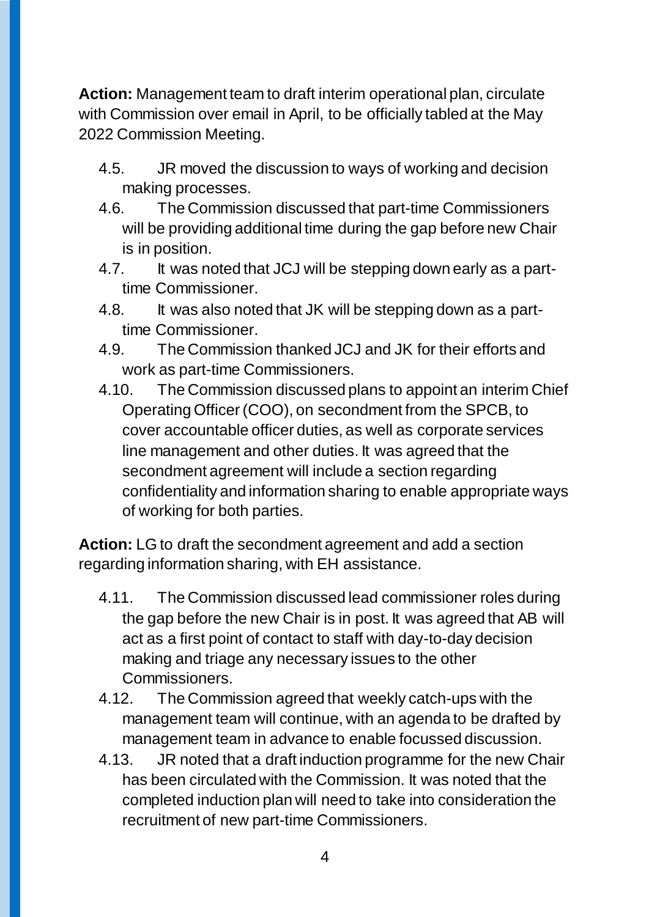**Action:** Management team to draft interim operational plan, circulate with Commission over email in April, to be officially tabled at the May 2022 Commission Meeting.

4.5. JR moved the discussion to ways of working and decision making processes.

4.6. The Commission discussed that part-time Commissioners will be providing additional time during the gap before new Chair is in position.

4.7. It was noted that JCJ will be stepping down early as a part-time Commissioner.

4.8. It was also noted that JK will be stepping down as a part-time Commissioner.

4.9. The Commission thanked JCJ and JK for their efforts and work as part-time Commissioners.

4.10. The Commission discussed plans to appoint an interim Chief Operating Officer (COO), on secondment from the SPCB, to cover accountable officer duties, as well as corporate services line management and other duties. It was agreed that the secondment agreement will include a section regarding confidentiality and information sharing to enable appropriate ways of working for both parties.

**Action:** LG to draft the secondment agreement and add a section regarding information sharing, with EH assistance.

4.11. The Commission discussed lead commissioner roles during the gap before the new Chair is in post. It was agreed that AB will act as a first point of contact to staff with day-to-day decision making and triage any necessary issues to the other Commissioners.

4.12. The Commission agreed that weekly catch-ups with the management team will continue, with an agenda to be drafted by management team in advance to enable focussed discussion.

4.13. JR noted that a draft induction programme for the new Chair has been circulated with the Commission. It was noted that the completed induction plan will need to take into consideration the recruitment of new part-time Commissioners.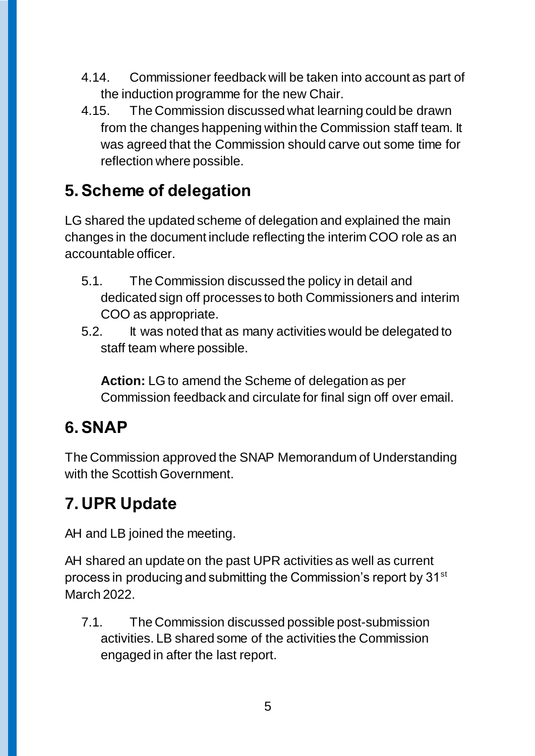4.14. Commissioner feedback will be taken into account as part of the induction programme for the new Chair.

4.15. The Commission discussed what learning could be drawn from the changes happening within the Commission staff team. It was agreed that the Commission should carve out some time for reflection where possible.

## 5. Scheme of delegation

LG shared the updated scheme of delegation and explained the main changes in the document include reflecting the interim COO role as an accountable officer.

5.1. The Commission discussed the policy in detail and dedicated sign off processes to both Commissioners and interim COO as appropriate.

5.2. It was noted that as many activities would be delegated to staff team where possible.

**Action:** LG to amend the Scheme of delegation as per Commission feedback and circulate for final sign off over email.

## 6. SNAP

The Commission approved the SNAP Memorandum of Understanding with the Scottish Government.

## 7. UPR Update

AH and LB joined the meeting.

AH shared an update on the past UPR activities as well as current process in producing and submitting the Commission's report by 31st March 2022.

7.1. The Commission discussed possible post-submission activities. LB shared some of the activities the Commission engaged in after the last report.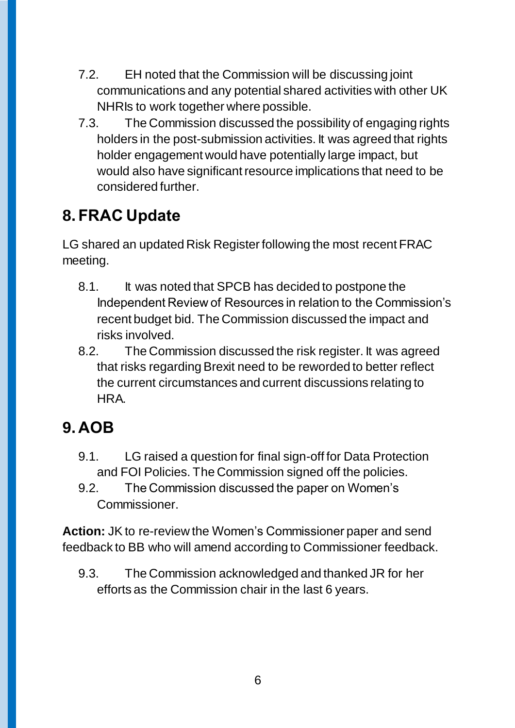7.2. EH noted that the Commission will be discussing joint communications and any potential shared activities with other UK NHRIs to work together where possible.

7.3. The Commission discussed the possibility of engaging rights holders in the post-submission activities. It was agreed that rights holder engagement would have potentially large impact, but would also have significant resource implications that need to be considered further.

## 8. FRAC Update

LG shared an updated Risk Register following the most recent FRAC meeting.

8.1. It was noted that SPCB has decided to postpone the Independent Review of Resources in relation to the Commission's recent budget bid. The Commission discussed the impact and risks involved.

8.2. The Commission discussed the risk register. It was agreed that risks regarding Brexit need to be reworded to better reflect the current circumstances and current discussions relating to HRA.

## 9. AOB

9.1. LG raised a question for final sign-off for Data Protection and FOI Policies. The Commission signed off the policies.

9.2. The Commission discussed the paper on Women's Commissioner.

**Action:** JK to re-review the Women's Commissioner paper and send feedback to BB who will amend according to Commissioner feedback.

9.3. The Commission acknowledged and thanked JR for her efforts as the Commission chair in the last 6 years.